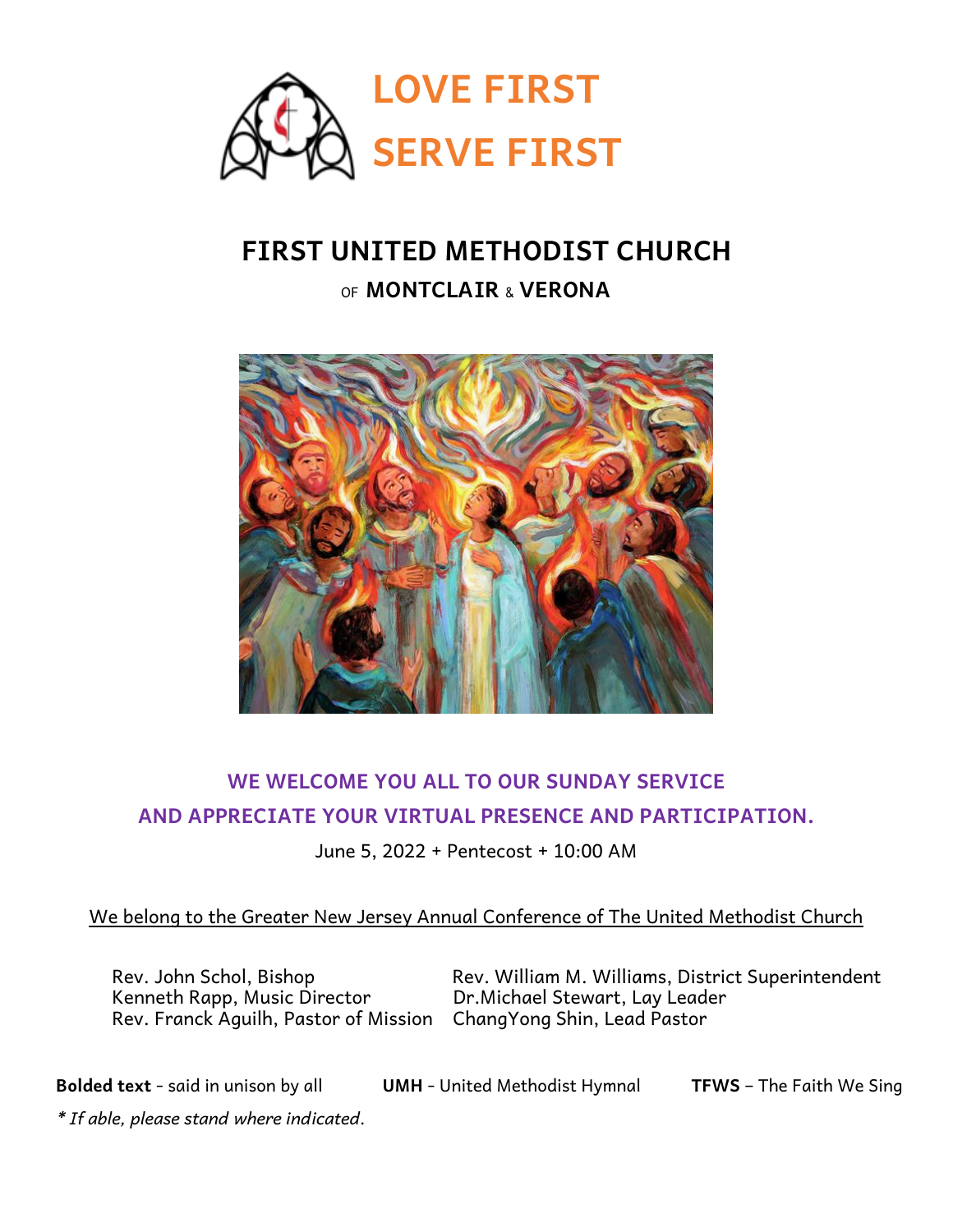# LOVE FIRST
# SERVE FIRST

## FIRST UNITED METHODIST CHURCH

OF **MONTCLAIR** & **VERONA**

### WE WELCOME YOU ALL TO OUR SUNDAY SERVICE AND APPRECIATE YOUR VIRTUAL PRESENCE AND PARTICIPATION.

June 5, 2022 + Pentecost + 10:00 AM

We belong to the Greater New Jersey Annual Conference of The United Methodist Church

Rev. John Schol, Bishop
Kenneth Rapp, Music Director
Rev. Franck Aguilh, Pastor of Mission
Rev. William M. Williams, District Superintendent
Dr.Michael Stewart, Lay Leader
ChangYong Shin, Lead Pastor

**Bolded text** - said in unison by all  **UMH** - United Methodist Hymnal  **TFWS** – The Faith We Sing

*\* If able, please stand where indicated.*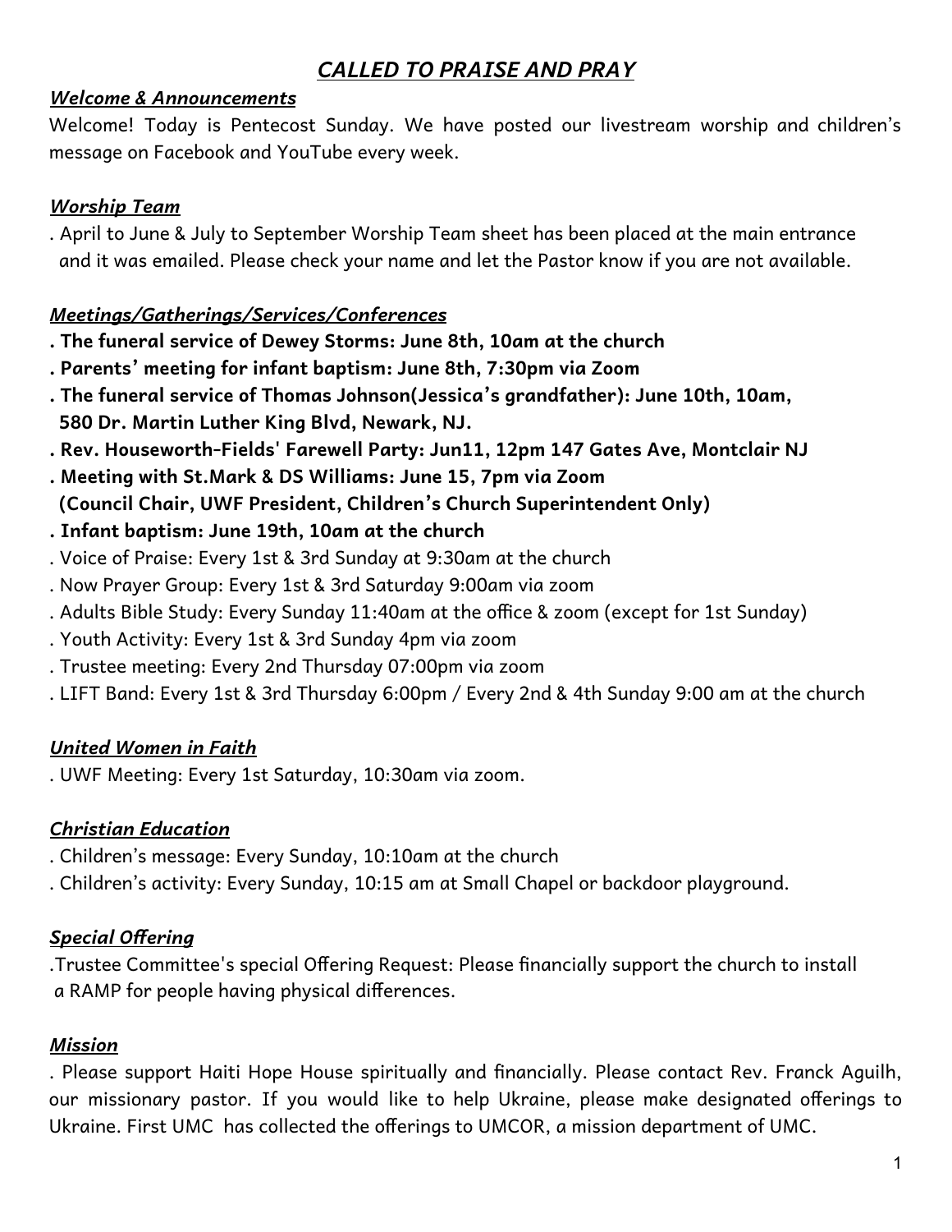# *CALLED TO PRAISE AND PRAY*

***Welcome & Announcements***

Welcome! Today is Pentecost Sunday. We have posted our livestream worship and children's message on Facebook and YouTube every week.

***Worship Team***

. April to June & July to September Worship Team sheet has been placed at the main entrance and it was emailed. Please check your name and let the Pastor know if you are not available.

***Meetings/Gatherings/Services/Conferences***

**. The funeral service of Dewey Storms: June 8th, 10am at the church**
**. Parents' meeting for infant baptism: June 8th, 7:30pm via Zoom**
**. The funeral service of Thomas Johnson(Jessica's grandfather): June 10th, 10am, 580 Dr. Martin Luther King Blvd, Newark, NJ.**
**. Rev. Houseworth-Fields' Farewell Party: Jun11, 12pm 147 Gates Ave, Montclair NJ**
**. Meeting with St.Mark & DS Williams: June 15, 7pm via Zoom (Council Chair, UWF President, Children's Church Superintendent Only)**
**. Infant baptism: June 19th, 10am at the church**
. Voice of Praise: Every 1st & 3rd Sunday at 9:30am at the church
. Now Prayer Group: Every 1st & 3rd Saturday 9:00am via zoom
. Adults Bible Study: Every Sunday 11:40am at the office & zoom (except for 1st Sunday)
. Youth Activity: Every 1st & 3rd Sunday 4pm via zoom
. Trustee meeting: Every 2nd Thursday 07:00pm via zoom
. LIFT Band: Every 1st & 3rd Thursday 6:00pm / Every 2nd & 4th Sunday 9:00 am at the church

***United Women in Faith***

. UWF Meeting: Every 1st Saturday, 10:30am via zoom.

***Christian Education***

. Children's message: Every Sunday, 10:10am at the church
. Children's activity: Every Sunday, 10:15 am at Small Chapel or backdoor playground.

***Special Offering***

.Trustee Committee's special Offering Request: Please financially support the church to install a RAMP for people having physical differences.

***Mission***

. Please support Haiti Hope House spiritually and financially. Please contact Rev. Franck Aguilh, our missionary pastor. If you would like to help Ukraine, please make designated offerings to Ukraine. First UMC has collected the offerings to UMCOR, a mission department of UMC.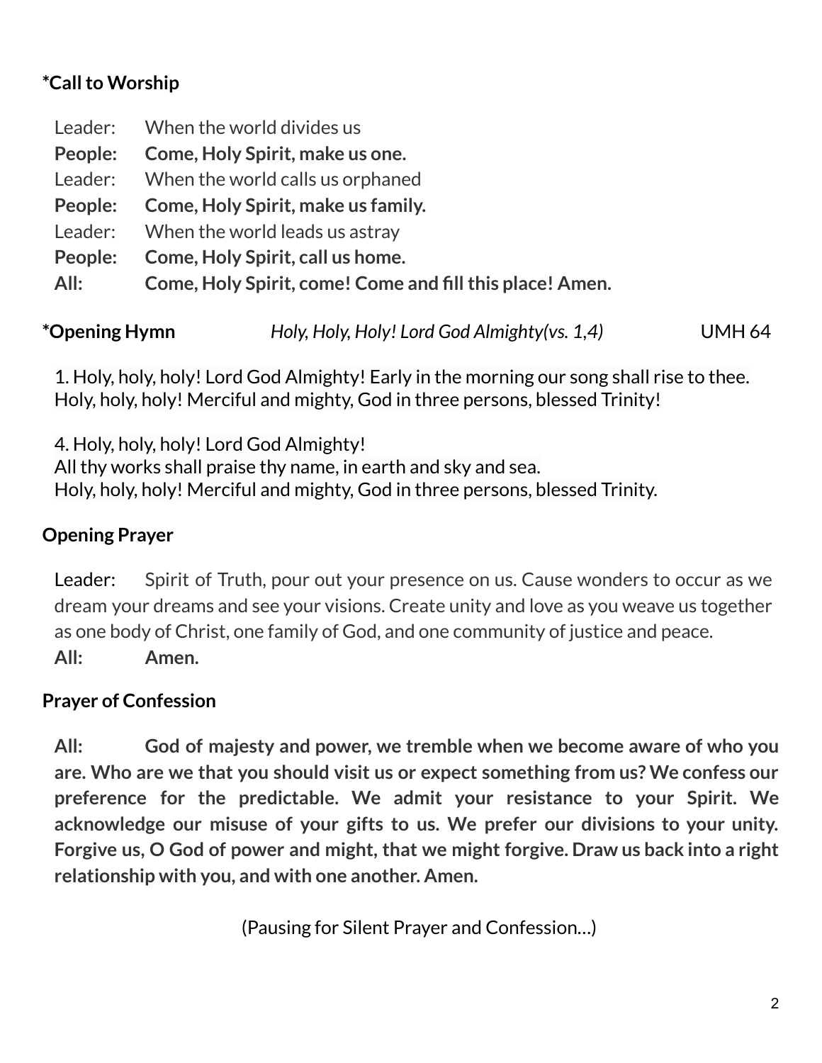**\*Call to Worship**

Leader: When the world divides us
**People: Come, Holy Spirit, make us one.**
Leader: When the world calls us orphaned
**People: Come, Holy Spirit, make us family.**
Leader: When the world leads us astray
**People: Come, Holy Spirit, call us home.**
**All: Come, Holy Spirit, come! Come and fill this place! Amen.**

**\*Opening Hymn** *Holy, Holy, Holy! Lord God Almighty(vs. 1,4)* UMH 64

1. Holy, holy, holy! Lord God Almighty! Early in the morning our song shall rise to thee.
Holy, holy, holy! Merciful and mighty, God in three persons, blessed Trinity!

4. Holy, holy, holy! Lord God Almighty!
All thy works shall praise thy name, in earth and sky and sea.
Holy, holy, holy! Merciful and mighty, God in three persons, blessed Trinity.

**Opening Prayer**

Leader: Spirit of Truth, pour out your presence on us. Cause wonders to occur as we dream your dreams and see your visions. Create unity and love as you weave us together as one body of Christ, one family of God, and one community of justice and peace.
**All: Amen.**

**Prayer of Confession**

**All: God of majesty and power, we tremble when we become aware of who you are. Who are we that you should visit us or expect something from us? We confess our preference for the predictable. We admit your resistance to your Spirit. We acknowledge our misuse of your gifts to us. We prefer our divisions to your unity. Forgive us, O God of power and might, that we might forgive. Draw us back into a right relationship with you, and with one another. Amen.**

(Pausing for Silent Prayer and Confession…)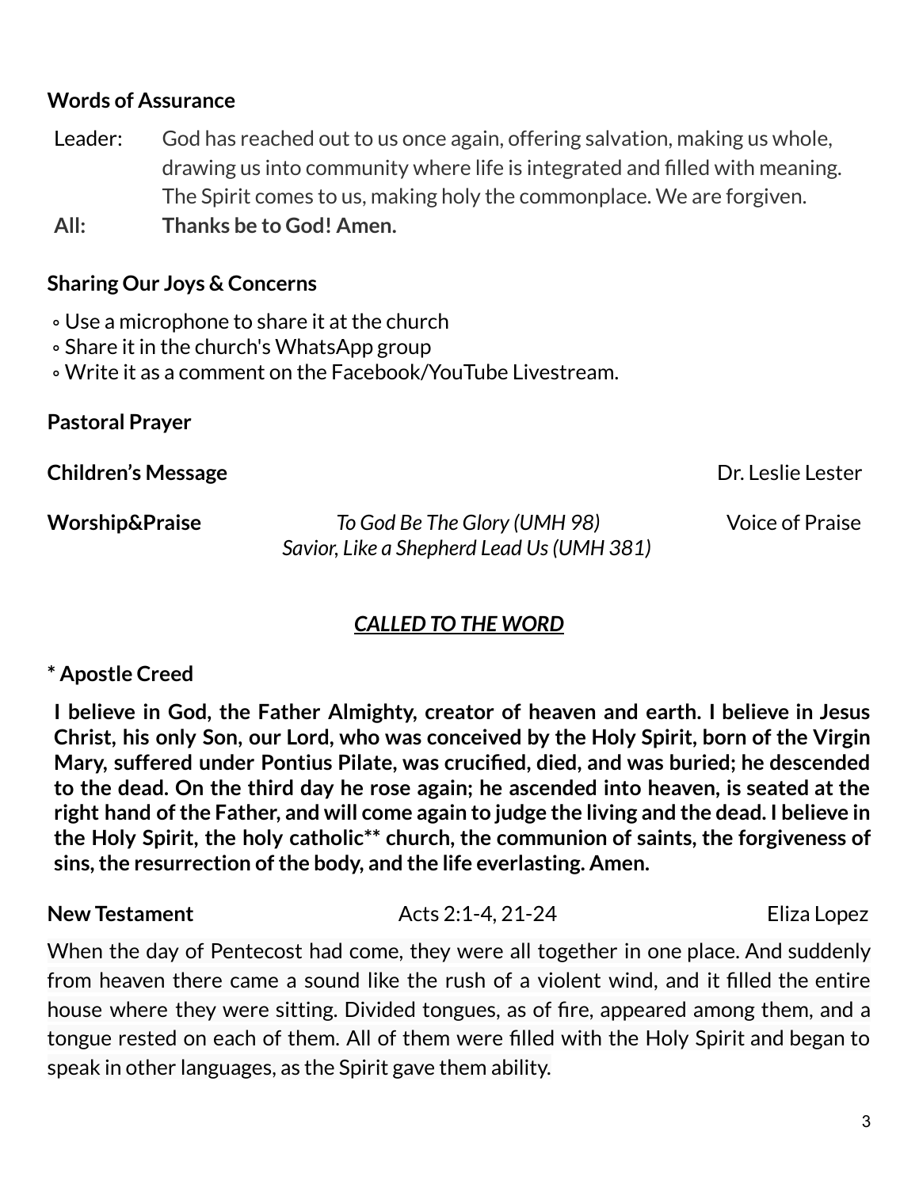**Words of Assurance**

Leader: God has reached out to us once again, offering salvation, making us whole, drawing us into community where life is integrated and filled with meaning. The Spirit comes to us, making holy the commonplace. We are forgiven.

**All: Thanks be to God! Amen.**

**Sharing Our Joys & Concerns**

◦ Use a microphone to share it at the church
◦ Share it in the church's WhatsApp group
◦ Write it as a comment on the Facebook/YouTube Livestream.

**Pastoral Prayer**

**Children's Message** Dr. Leslie Lester

**Worship&Praise** *To God Be The Glory (UMH 98)* *Savior, Like a Shepherd Lead Us (UMH 381)* Voice of Praise

***CALLED TO THE WORD***

**\* Apostle Creed**

**I believe in God, the Father Almighty, creator of heaven and earth. I believe in Jesus Christ, his only Son, our Lord, who was conceived by the Holy Spirit, born of the Virgin Mary, suffered under Pontius Pilate, was crucified, died, and was buried; he descended to the dead. On the third day he rose again; he ascended into heaven, is seated at the right hand of the Father, and will come again to judge the living and the dead. I believe in the Holy Spirit, the holy catholic\*\* church, the communion of saints, the forgiveness of sins, the resurrection of the body, and the life everlasting. Amen.**

**New Testament** Acts 2:1-4, 21-24 Eliza Lopez

When the day of Pentecost had come, they were all together in one place. And suddenly from heaven there came a sound like the rush of a violent wind, and it filled the entire house where they were sitting. Divided tongues, as of fire, appeared among them, and a tongue rested on each of them. All of them were filled with the Holy Spirit and began to speak in other languages, as the Spirit gave them ability.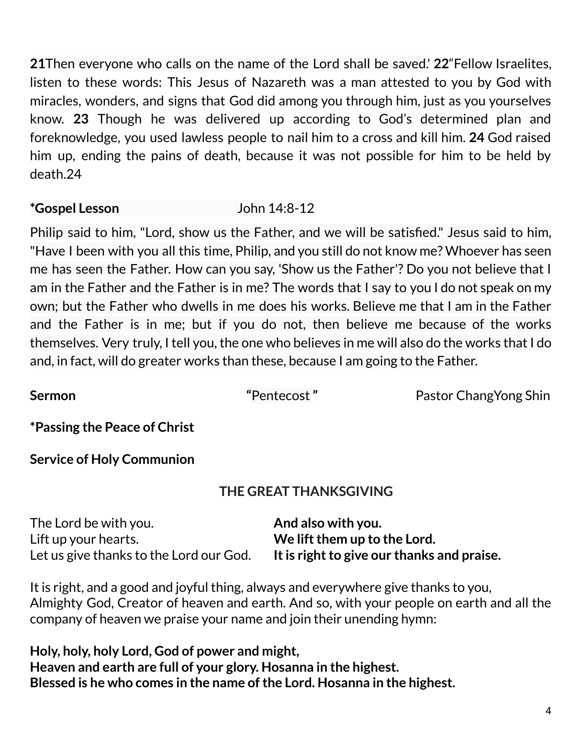**21**Then everyone who calls on the name of the Lord shall be saved.' **22**"Fellow Israelites, listen to these words: This Jesus of Nazareth was a man attested to you by God with miracles, wonders, and signs that God did among you through him, just as you yourselves know. **23** Though he was delivered up according to God's determined plan and foreknowledge, you used lawless people to nail him to a cross and kill him. **24** God raised him up, ending the pains of death, because it was not possible for him to be held by death.24

**\*Gospel Lesson** John 14:8-12

Philip said to him, "Lord, show us the Father, and we will be satisfied." Jesus said to him, "Have I been with you all this time, Philip, and you still do not know me? Whoever has seen me has seen the Father. How can you say, 'Show us the Father'? Do you not believe that I am in the Father and the Father is in me? The words that I say to you I do not speak on my own; but the Father who dwells in me does his works. Believe me that I am in the Father and the Father is in me; but if you do not, then believe me because of the works themselves. Very truly, I tell you, the one who believes in me will also do the works that I do and, in fact, will do greater works than these, because I am going to the Father.

**Sermon** "Pentecost" Pastor ChangYong Shin

**\*Passing the Peace of Christ**

**Service of Holy Communion**

### THE GREAT THANKSGIVING

The Lord be with you. **And also with you.**
Lift up your hearts. **We lift them up to the Lord.**
Let us give thanks to the Lord our God. **It is right to give our thanks and praise.**

It is right, and a good and joyful thing, always and everywhere give thanks to you, Almighty God, Creator of heaven and earth. And so, with your people on earth and all the company of heaven we praise your name and join their unending hymn:

**Holy, holy, holy Lord, God of power and might,**
**Heaven and earth are full of your glory. Hosanna in the highest.**
**Blessed is he who comes in the name of the Lord. Hosanna in the highest.**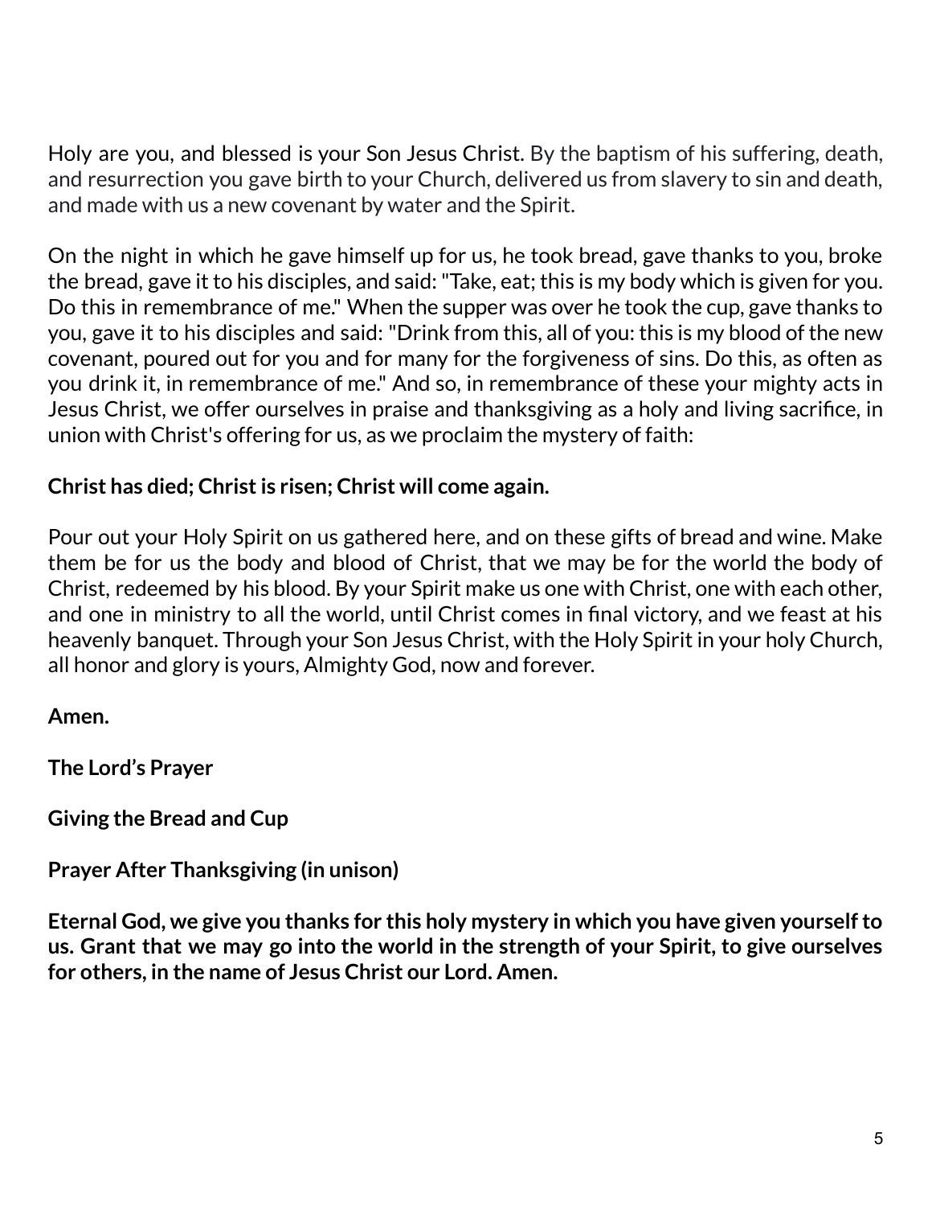Holy are you, and blessed is your Son Jesus Christ. By the baptism of his suffering, death, and resurrection you gave birth to your Church, delivered us from slavery to sin and death, and made with us a new covenant by water and the Spirit.

On the night in which he gave himself up for us, he took bread, gave thanks to you, broke the bread, gave it to his disciples, and said: "Take, eat; this is my body which is given for you. Do this in remembrance of me." When the supper was over he took the cup, gave thanks to you, gave it to his disciples and said: "Drink from this, all of you: this is my blood of the new covenant, poured out for you and for many for the forgiveness of sins. Do this, as often as you drink it, in remembrance of me." And so, in remembrance of these your mighty acts in Jesus Christ, we offer ourselves in praise and thanksgiving as a holy and living sacrifice, in union with Christ's offering for us, as we proclaim the mystery of faith:

**Christ has died; Christ is risen; Christ will come again.**

Pour out your Holy Spirit on us gathered here, and on these gifts of bread and wine. Make them be for us the body and blood of Christ, that we may be for the world the body of Christ, redeemed by his blood. By your Spirit make us one with Christ, one with each other, and one in ministry to all the world, until Christ comes in final victory, and we feast at his heavenly banquet. Through your Son Jesus Christ, with the Holy Spirit in your holy Church, all honor and glory is yours, Almighty God, now and forever.

**Amen.**

**The Lord's Prayer**

**Giving the Bread and Cup**

**Prayer After Thanksgiving (in unison)**

**Eternal God, we give you thanks for this holy mystery in which you have given yourself to us. Grant that we may go into the world in the strength of your Spirit, to give ourselves for others, in the name of Jesus Christ our Lord. Amen.**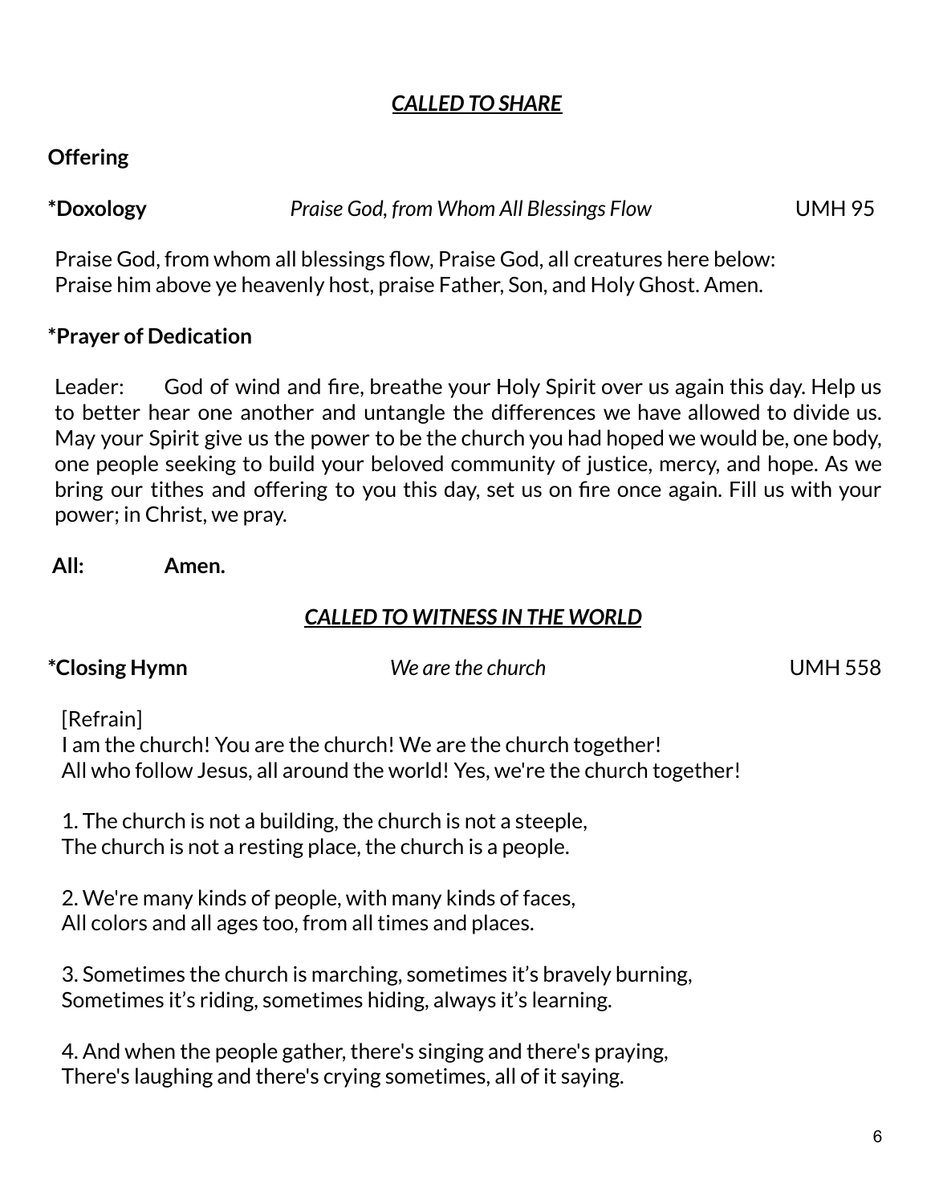***CALLED TO SHARE***

**Offering**

***Doxology** *Praise God, from Whom All Blessings Flow* UMH 95

Praise God, from whom all blessings flow, Praise God, all creatures here below:
Praise him above ye heavenly host, praise Father, Son, and Holy Ghost. Amen.

***Prayer of Dedication**

Leader: God of wind and fire, breathe your Holy Spirit over us again this day. Help us to better hear one another and untangle the differences we have allowed to divide us. May your Spirit give us the power to be the church you had hoped we would be, one body, one people seeking to build your beloved community of justice, mercy, and hope. As we bring our tithes and offering to you this day, set us on fire once again. Fill us with your power; in Christ, we pray.

**All: Amen.**

***CALLED TO WITNESS IN THE WORLD***

***Closing Hymn** *We are the church* UMH 558

[Refrain]
I am the church! You are the church! We are the church together!
All who follow Jesus, all around the world! Yes, we're the church together!

1. The church is not a building, the church is not a steeple,
The church is not a resting place, the church is a people.

2. We're many kinds of people, with many kinds of faces,
All colors and all ages too, from all times and places.

3. Sometimes the church is marching, sometimes it's bravely burning,
Sometimes it's riding, sometimes hiding, always it's learning.

4. And when the people gather, there's singing and there's praying,
There's laughing and there's crying sometimes, all of it saying.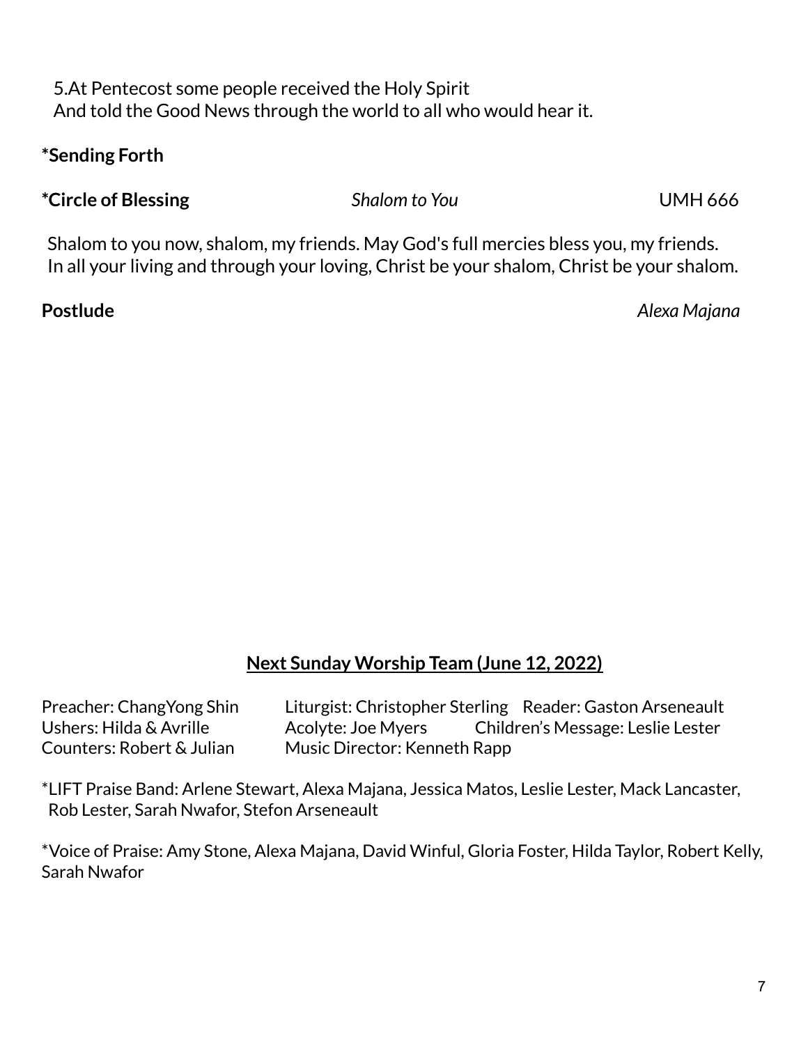5.At Pentecost some people received the Holy Spirit
And told the Good News through the world to all who would hear it.

**\*Sending Forth**

**\*Circle of Blessing** *Shalom to You* UMH 666

Shalom to you now, shalom, my friends. May God's full mercies bless you, my friends.
In all your living and through your loving, Christ be your shalom, Christ be your shalom.

**Postlude** *Alexa Majana*

## Next Sunday Worship Team (June 12, 2022)

Preacher: ChangYong Shin Liturgist: Christopher Sterling Reader: Gaston Arseneault
Ushers: Hilda & Avrille Acolyte: Joe Myers Children's Message: Leslie Lester
Counters: Robert & Julian Music Director: Kenneth Rapp

\*LIFT Praise Band: Arlene Stewart, Alexa Majana, Jessica Matos, Leslie Lester, Mack Lancaster, Rob Lester, Sarah Nwafor, Stefon Arseneault

\*Voice of Praise: Amy Stone, Alexa Majana, David Winful, Gloria Foster, Hilda Taylor, Robert Kelly, Sarah Nwafor